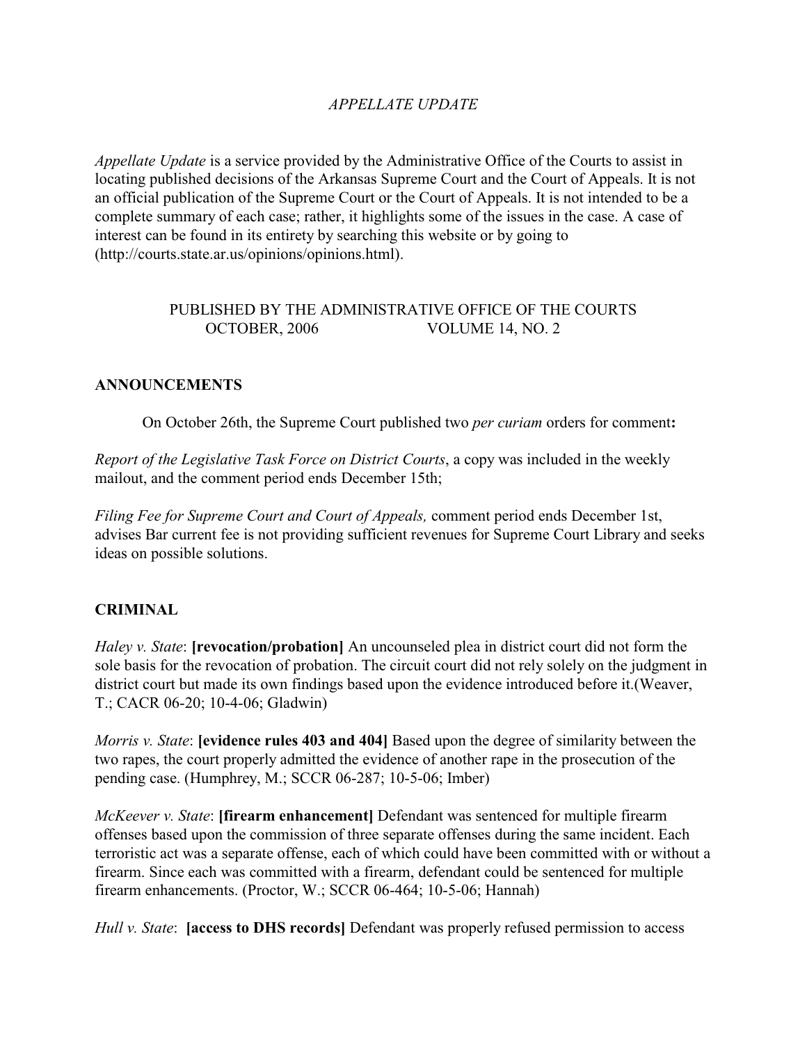*APPELLATE UPDATE*

*Appellate Update* is a service provided by the Administrative Office of the Courts to assist in locating published decisions of the Arkansas Supreme Court and the Court of Appeals. It is not an official publication of the Supreme Court or the Court of Appeals. It is not intended to be a complete summary of each case; rather, it highlights some of the issues in the case. A case of interest can be found in its entirety by searching this website or by going to (http://courts.state.ar.us/opinions/opinions.html).

PUBLISHED BY THE ADMINISTRATIVE OFFICE OF THE COURTS
OCTOBER, 2006 VOLUME 14, NO. 2

## ANNOUNCEMENTS

On October 26th, the Supreme Court published two *per curiam* orders for comment**:**

*Report of the Legislative Task Force on District Courts*, a copy was included in the weekly mailout, and the comment period ends December 15th;

*Filing Fee for Supreme Court and Court of Appeals,* comment period ends December 1st, advises Bar current fee is not providing sufficient revenues for Supreme Court Library and seeks ideas on possible solutions.

## CRIMINAL

*Haley v. State*: **[revocation/probation]** An uncounseled plea in district court did not form the sole basis for the revocation of probation. The circuit court did not rely solely on the judgment in district court but made its own findings based upon the evidence introduced before it.(Weaver, T.; CACR 06-20; 10-4-06; Gladwin)

*Morris v. State*: **[evidence rules 403 and 404]** Based upon the degree of similarity between the two rapes, the court properly admitted the evidence of another rape in the prosecution of the pending case. (Humphrey, M.; SCCR 06-287; 10-5-06; Imber)

*McKeever v. State*: **[firearm enhancement]** Defendant was sentenced for multiple firearm offenses based upon the commission of three separate offenses during the same incident. Each terroristic act was a separate offense, each of which could have been committed with or without a firearm. Since each was committed with a firearm, defendant could be sentenced for multiple firearm enhancements. (Proctor, W.; SCCR 06-464; 10-5-06; Hannah)

*Hull v. State*: **[access to DHS records]** Defendant was properly refused permission to access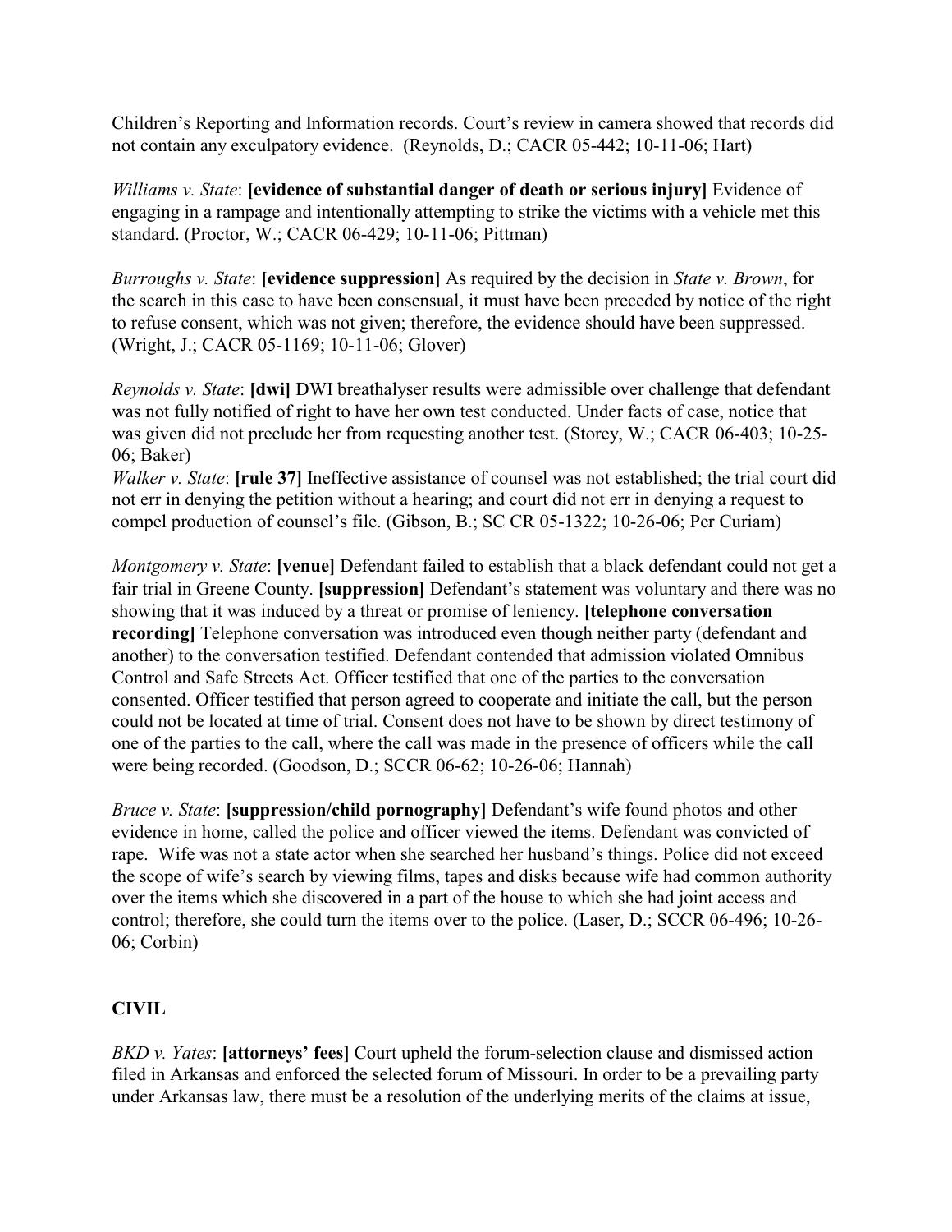Children's Reporting and Information records. Court's review in camera showed that records did not contain any exculpatory evidence. (Reynolds, D.; CACR 05-442; 10-11-06; Hart)

*Williams v. State*: **[evidence of substantial danger of death or serious injury]** Evidence of engaging in a rampage and intentionally attempting to strike the victims with a vehicle met this standard. (Proctor, W.; CACR 06-429; 10-11-06; Pittman)

*Burroughs v. State*: **[evidence suppression]** As required by the decision in *State v. Brown*, for the search in this case to have been consensual, it must have been preceded by notice of the right to refuse consent, which was not given; therefore, the evidence should have been suppressed. (Wright, J.; CACR 05-1169; 10-11-06; Glover)

*Reynolds v. State*: **[dwi]** DWI breathalyser results were admissible over challenge that defendant was not fully notified of right to have her own test conducted. Under facts of case, notice that was given did not preclude her from requesting another test. (Storey, W.; CACR 06-403; 10-25-06; Baker)

*Walker v. State*: **[rule 37]** Ineffective assistance of counsel was not established; the trial court did not err in denying the petition without a hearing; and court did not err in denying a request to compel production of counsel's file. (Gibson, B.; SC CR 05-1322; 10-26-06; Per Curiam)

*Montgomery v. State*: **[venue]** Defendant failed to establish that a black defendant could not get a fair trial in Greene County. **[suppression]** Defendant's statement was voluntary and there was no showing that it was induced by a threat or promise of leniency. **[telephone conversation recording]** Telephone conversation was introduced even though neither party (defendant and another) to the conversation testified. Defendant contended that admission violated Omnibus Control and Safe Streets Act. Officer testified that one of the parties to the conversation consented. Officer testified that person agreed to cooperate and initiate the call, but the person could not be located at time of trial. Consent does not have to be shown by direct testimony of one of the parties to the call, where the call was made in the presence of officers while the call were being recorded. (Goodson, D.; SCCR 06-62; 10-26-06; Hannah)

*Bruce v. State*: **[suppression/child pornography]** Defendant's wife found photos and other evidence in home, called the police and officer viewed the items. Defendant was convicted of rape. Wife was not a state actor when she searched her husband's things. Police did not exceed the scope of wife's search by viewing films, tapes and disks because wife had common authority over the items which she discovered in a part of the house to which she had joint access and control; therefore, she could turn the items over to the police. (Laser, D.; SCCR 06-496; 10-26-06; Corbin)

## CIVIL

*BKD v. Yates*: **[attorneys' fees]** Court upheld the forum-selection clause and dismissed action filed in Arkansas and enforced the selected forum of Missouri. In order to be a prevailing party under Arkansas law, there must be a resolution of the underlying merits of the claims at issue,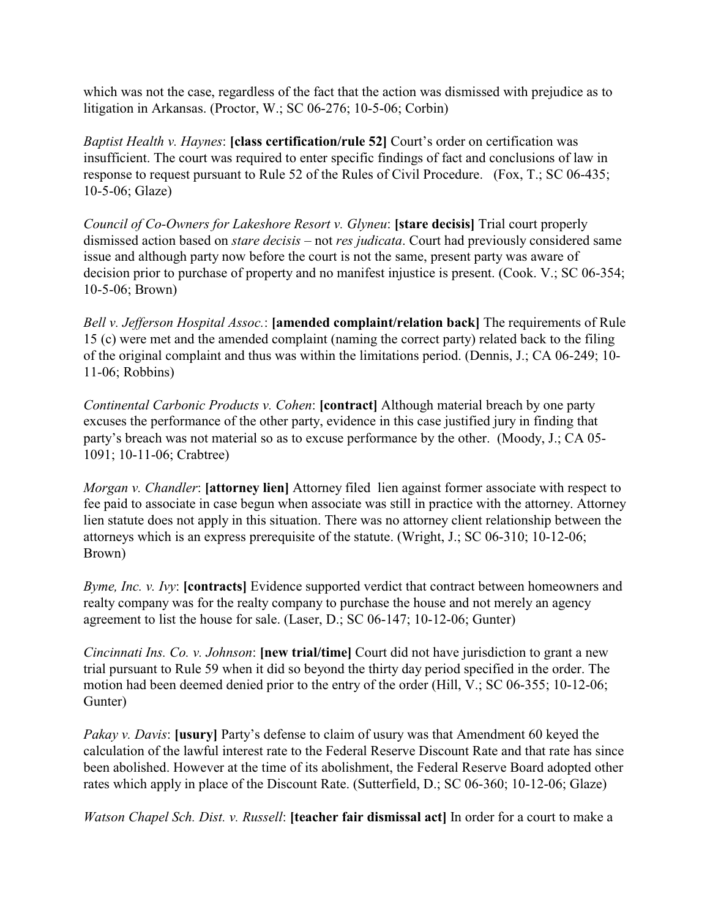which was not the case, regardless of the fact that the action was dismissed with prejudice as to litigation in Arkansas. (Proctor, W.; SC 06-276; 10-5-06; Corbin)

*Baptist Health v. Haynes*: **[class certification/rule 52]** Court's order on certification was insufficient. The court was required to enter specific findings of fact and conclusions of law in response to request pursuant to Rule 52 of the Rules of Civil Procedure. (Fox, T.; SC 06-435; 10-5-06; Glaze)

*Council of Co-Owners for Lakeshore Resort v. Glyneu*: **[stare decisis]** Trial court properly dismissed action based on *stare decisis* – not *res judicata*. Court had previously considered same issue and although party now before the court is not the same, present party was aware of decision prior to purchase of property and no manifest injustice is present. (Cook. V.; SC 06-354; 10-5-06; Brown)

*Bell v. Jefferson Hospital Assoc.*: **[amended complaint/relation back]** The requirements of Rule 15 (c) were met and the amended complaint (naming the correct party) related back to the filing of the original complaint and thus was within the limitations period. (Dennis, J.; CA 06-249; 10-11-06; Robbins)

*Continental Carbonic Products v. Cohen*: **[contract]** Although material breach by one party excuses the performance of the other party, evidence in this case justified jury in finding that party's breach was not material so as to excuse performance by the other. (Moody, J.; CA 05-1091; 10-11-06; Crabtree)

*Morgan v. Chandler*: **[attorney lien]** Attorney filed lien against former associate with respect to fee paid to associate in case begun when associate was still in practice with the attorney. Attorney lien statute does not apply in this situation. There was no attorney client relationship between the attorneys which is an express prerequisite of the statute. (Wright, J.; SC 06-310; 10-12-06; Brown)

*Byme, Inc. v. Ivy*: **[contracts]** Evidence supported verdict that contract between homeowners and realty company was for the realty company to purchase the house and not merely an agency agreement to list the house for sale. (Laser, D.; SC 06-147; 10-12-06; Gunter)

*Cincinnati Ins. Co. v. Johnson*: **[new trial/time]** Court did not have jurisdiction to grant a new trial pursuant to Rule 59 when it did so beyond the thirty day period specified in the order. The motion had been deemed denied prior to the entry of the order (Hill, V.; SC 06-355; 10-12-06; Gunter)

*Pakay v. Davis*: **[usury]** Party's defense to claim of usury was that Amendment 60 keyed the calculation of the lawful interest rate to the Federal Reserve Discount Rate and that rate has since been abolished. However at the time of its abolishment, the Federal Reserve Board adopted other rates which apply in place of the Discount Rate. (Sutterfield, D.; SC 06-360; 10-12-06; Glaze)

*Watson Chapel Sch. Dist. v. Russell*: **[teacher fair dismissal act]** In order for a court to make a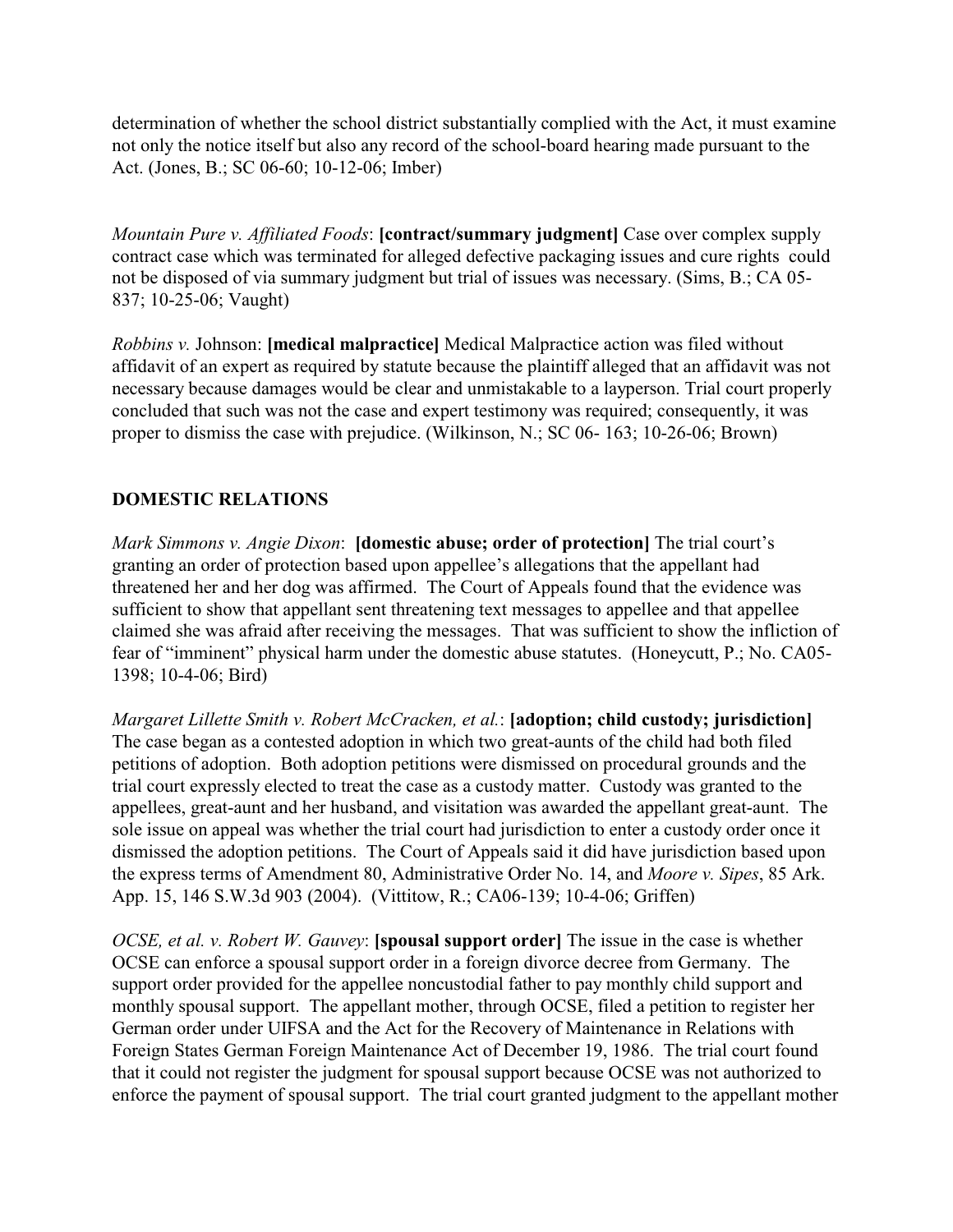determination of whether the school district substantially complied with the Act, it must examine not only the notice itself but also any record of the school-board hearing made pursuant to the Act. (Jones, B.; SC 06-60; 10-12-06; Imber)

*Mountain Pure v. Affiliated Foods*: **[contract/summary judgment]** Case over complex supply contract case which was terminated for alleged defective packaging issues and cure rights could not be disposed of via summary judgment but trial of issues was necessary. (Sims, B.; CA 05-837; 10-25-06; Vaught)

*Robbins v.* Johnson: **[medical malpractice]** Medical Malpractice action was filed without affidavit of an expert as required by statute because the plaintiff alleged that an affidavit was not necessary because damages would be clear and unmistakable to a layperson. Trial court properly concluded that such was not the case and expert testimony was required; consequently, it was proper to dismiss the case with prejudice. (Wilkinson, N.; SC 06- 163; 10-26-06; Brown)

## DOMESTIC RELATIONS

*Mark Simmons v. Angie Dixon*: **[domestic abuse; order of protection]** The trial court's granting an order of protection based upon appellee's allegations that the appellant had threatened her and her dog was affirmed. The Court of Appeals found that the evidence was sufficient to show that appellant sent threatening text messages to appellee and that appellee claimed she was afraid after receiving the messages. That was sufficient to show the infliction of fear of "imminent" physical harm under the domestic abuse statutes. (Honeycutt, P.; No. CA05-1398; 10-4-06; Bird)

*Margaret Lillette Smith v. Robert McCracken, et al.*: **[adoption; child custody; jurisdiction]** The case began as a contested adoption in which two great-aunts of the child had both filed petitions of adoption. Both adoption petitions were dismissed on procedural grounds and the trial court expressly elected to treat the case as a custody matter. Custody was granted to the appellees, great-aunt and her husband, and visitation was awarded the appellant great-aunt. The sole issue on appeal was whether the trial court had jurisdiction to enter a custody order once it dismissed the adoption petitions. The Court of Appeals said it did have jurisdiction based upon the express terms of Amendment 80, Administrative Order No. 14, and *Moore v. Sipes*, 85 Ark. App. 15, 146 S.W.3d 903 (2004). (Vittitow, R.; CA06-139; 10-4-06; Griffen)

*OCSE, et al. v. Robert W. Gauvey*: **[spousal support order]** The issue in the case is whether OCSE can enforce a spousal support order in a foreign divorce decree from Germany. The support order provided for the appellee noncustodial father to pay monthly child support and monthly spousal support. The appellant mother, through OCSE, filed a petition to register her German order under UIFSA and the Act for the Recovery of Maintenance in Relations with Foreign States German Foreign Maintenance Act of December 19, 1986. The trial court found that it could not register the judgment for spousal support because OCSE was not authorized to enforce the payment of spousal support. The trial court granted judgment to the appellant mother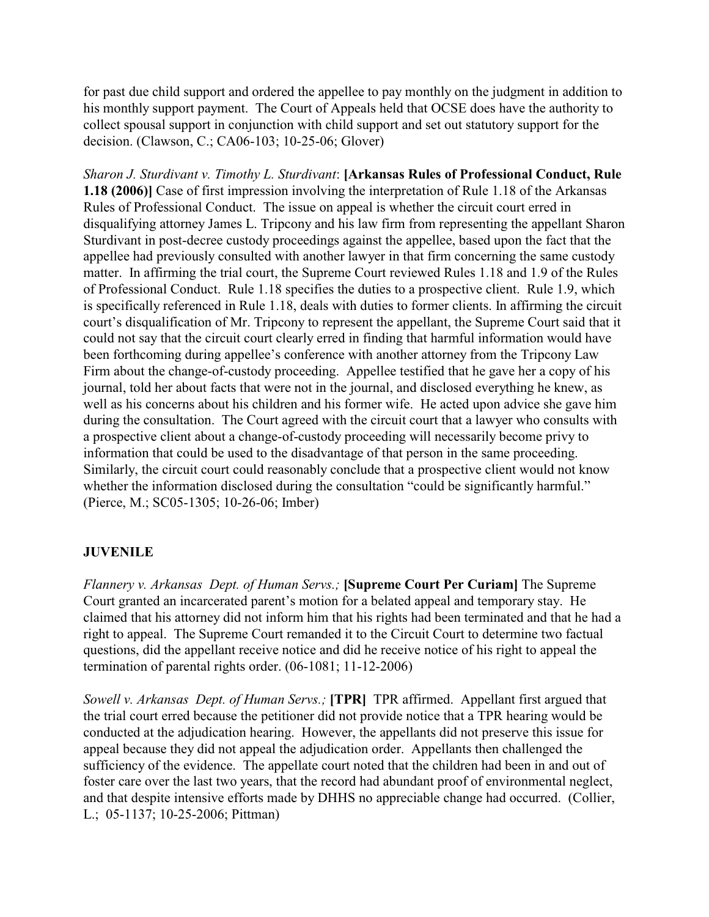for past due child support and ordered the appellee to pay monthly on the judgment in addition to his monthly support payment. The Court of Appeals held that OCSE does have the authority to collect spousal support in conjunction with child support and set out statutory support for the decision. (Clawson, C.; CA06-103; 10-25-06; Glover)

*Sharon J. Sturdivant v. Timothy L. Sturdivant*: **[Arkansas Rules of Professional Conduct, Rule 1.18 (2006)]** Case of first impression involving the interpretation of Rule 1.18 of the Arkansas Rules of Professional Conduct. The issue on appeal is whether the circuit court erred in disqualifying attorney James L. Tripcony and his law firm from representing the appellant Sharon Sturdivant in post-decree custody proceedings against the appellee, based upon the fact that the appellee had previously consulted with another lawyer in that firm concerning the same custody matter. In affirming the trial court, the Supreme Court reviewed Rules 1.18 and 1.9 of the Rules of Professional Conduct. Rule 1.18 specifies the duties to a prospective client. Rule 1.9, which is specifically referenced in Rule 1.18, deals with duties to former clients. In affirming the circuit court's disqualification of Mr. Tripcony to represent the appellant, the Supreme Court said that it could not say that the circuit court clearly erred in finding that harmful information would have been forthcoming during appellee's conference with another attorney from the Tripcony Law Firm about the change-of-custody proceeding. Appellee testified that he gave her a copy of his journal, told her about facts that were not in the journal, and disclosed everything he knew, as well as his concerns about his children and his former wife. He acted upon advice she gave him during the consultation. The Court agreed with the circuit court that a lawyer who consults with a prospective client about a change-of-custody proceeding will necessarily become privy to information that could be used to the disadvantage of that person in the same proceeding. Similarly, the circuit court could reasonably conclude that a prospective client would not know whether the information disclosed during the consultation "could be significantly harmful." (Pierce, M.; SC05-1305; 10-26-06; Imber)

## JUVENILE

*Flannery v. Arkansas Dept. of Human Servs.;* **[Supreme Court Per Curiam]** The Supreme Court granted an incarcerated parent's motion for a belated appeal and temporary stay. He claimed that his attorney did not inform him that his rights had been terminated and that he had a right to appeal. The Supreme Court remanded it to the Circuit Court to determine two factual questions, did the appellant receive notice and did he receive notice of his right to appeal the termination of parental rights order. (06-1081; 11-12-2006)

*Sowell v. Arkansas Dept. of Human Servs.;* **[TPR]** TPR affirmed. Appellant first argued that the trial court erred because the petitioner did not provide notice that a TPR hearing would be conducted at the adjudication hearing. However, the appellants did not preserve this issue for appeal because they did not appeal the adjudication order. Appellants then challenged the sufficiency of the evidence. The appellate court noted that the children had been in and out of foster care over the last two years, that the record had abundant proof of environmental neglect, and that despite intensive efforts made by DHHS no appreciable change had occurred. (Collier, L.; 05-1137; 10-25-2006; Pittman)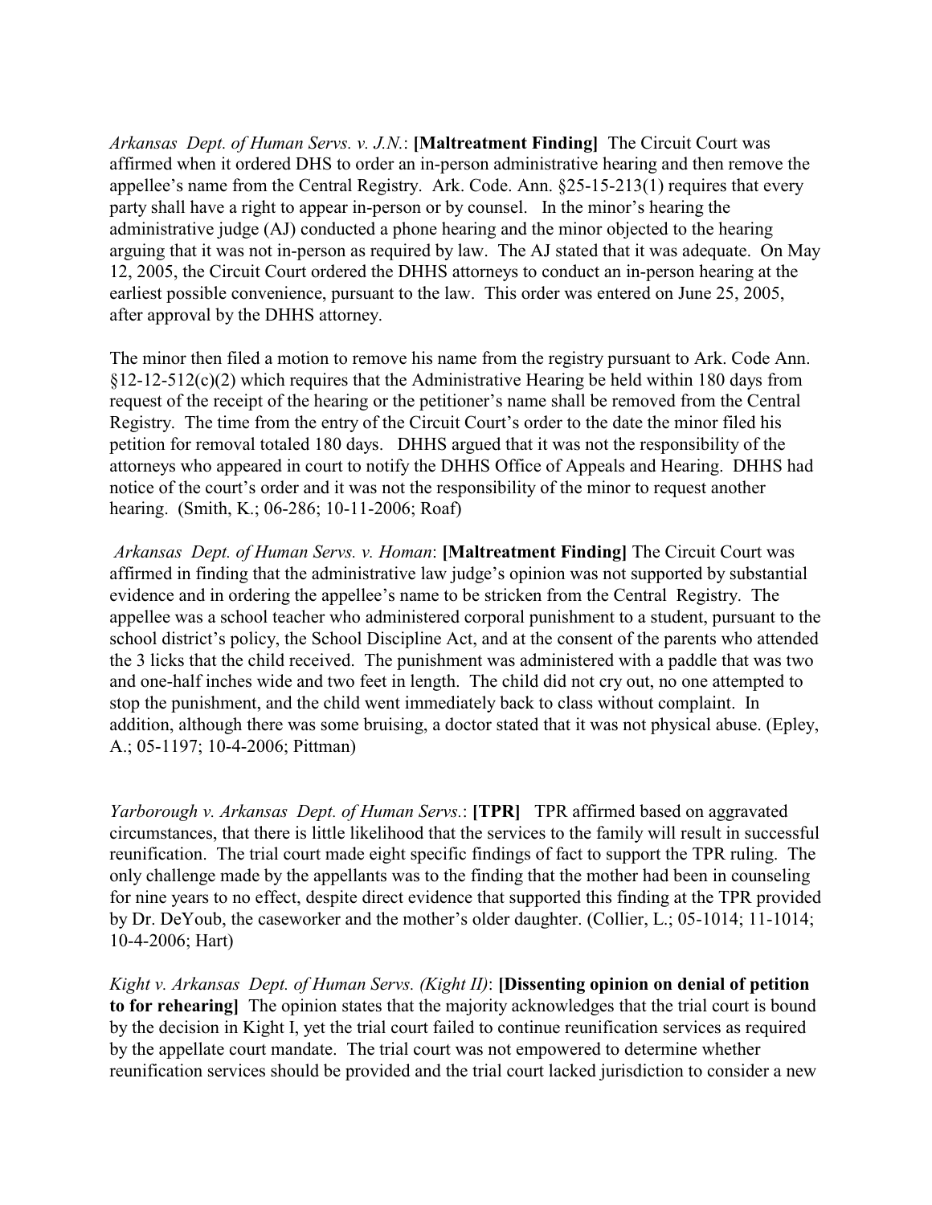*Arkansas Dept. of Human Servs. v. J.N.*: **[Maltreatment Finding]** The Circuit Court was affirmed when it ordered DHS to order an in-person administrative hearing and then remove the appellee's name from the Central Registry. Ark. Code. Ann. §25-15-213(1) requires that every party shall have a right to appear in-person or by counsel. In the minor's hearing the administrative judge (AJ) conducted a phone hearing and the minor objected to the hearing arguing that it was not in-person as required by law. The AJ stated that it was adequate. On May 12, 2005, the Circuit Court ordered the DHHS attorneys to conduct an in-person hearing at the earliest possible convenience, pursuant to the law. This order was entered on June 25, 2005, after approval by the DHHS attorney.

The minor then filed a motion to remove his name from the registry pursuant to Ark. Code Ann. §12-12-512(c)(2) which requires that the Administrative Hearing be held within 180 days from request of the receipt of the hearing or the petitioner's name shall be removed from the Central Registry. The time from the entry of the Circuit Court's order to the date the minor filed his petition for removal totaled 180 days. DHHS argued that it was not the responsibility of the attorneys who appeared in court to notify the DHHS Office of Appeals and Hearing. DHHS had notice of the court's order and it was not the responsibility of the minor to request another hearing. (Smith, K.; 06-286; 10-11-2006; Roaf)

*Arkansas Dept. of Human Servs. v. Homan*: **[Maltreatment Finding]** The Circuit Court was affirmed in finding that the administrative law judge's opinion was not supported by substantial evidence and in ordering the appellee's name to be stricken from the Central Registry. The appellee was a school teacher who administered corporal punishment to a student, pursuant to the school district's policy, the School Discipline Act, and at the consent of the parents who attended the 3 licks that the child received. The punishment was administered with a paddle that was two and one-half inches wide and two feet in length. The child did not cry out, no one attempted to stop the punishment, and the child went immediately back to class without complaint. In addition, although there was some bruising, a doctor stated that it was not physical abuse. (Epley, A.; 05-1197; 10-4-2006; Pittman)

*Yarborough v. Arkansas Dept. of Human Servs.*: **[TPR]** TPR affirmed based on aggravated circumstances, that there is little likelihood that the services to the family will result in successful reunification. The trial court made eight specific findings of fact to support the TPR ruling. The only challenge made by the appellants was to the finding that the mother had been in counseling for nine years to no effect, despite direct evidence that supported this finding at the TPR provided by Dr. DeYoub, the caseworker and the mother's older daughter. (Collier, L.; 05-1014; 11-1014; 10-4-2006; Hart)

*Kight v. Arkansas Dept. of Human Servs. (Kight II)*: **[Dissenting opinion on denial of petition to for rehearing]** The opinion states that the majority acknowledges that the trial court is bound by the decision in Kight I, yet the trial court failed to continue reunification services as required by the appellate court mandate. The trial court was not empowered to determine whether reunification services should be provided and the trial court lacked jurisdiction to consider a new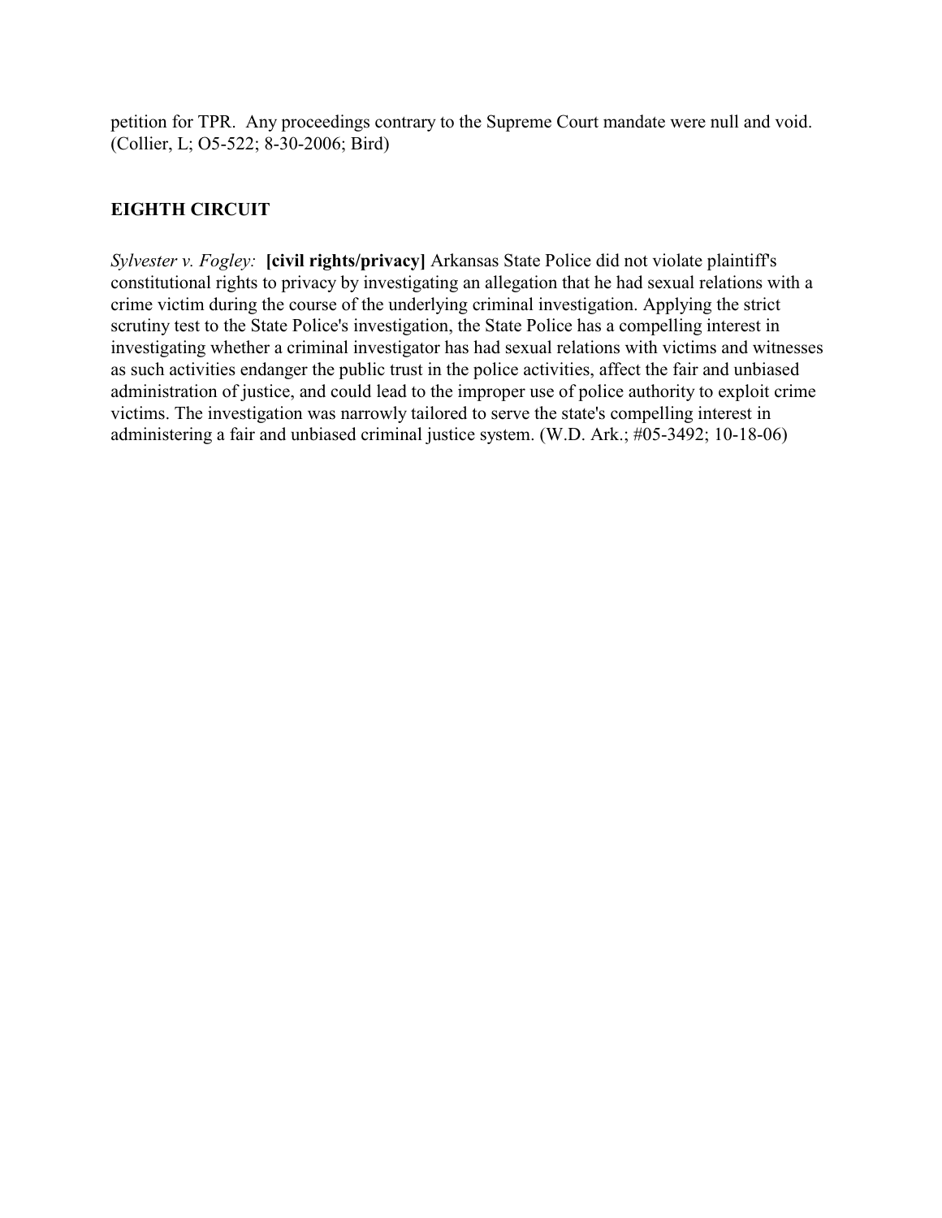petition for TPR. Any proceedings contrary to the Supreme Court mandate were null and void. (Collier, L; O5-522; 8-30-2006; Bird)

## EIGHTH CIRCUIT

*Sylvester v. Fogley:* **[civil rights/privacy]** Arkansas State Police did not violate plaintiff's constitutional rights to privacy by investigating an allegation that he had sexual relations with a crime victim during the course of the underlying criminal investigation. Applying the strict scrutiny test to the State Police's investigation, the State Police has a compelling interest in investigating whether a criminal investigator has had sexual relations with victims and witnesses as such activities endanger the public trust in the police activities, affect the fair and unbiased administration of justice, and could lead to the improper use of police authority to exploit crime victims. The investigation was narrowly tailored to serve the state's compelling interest in administering a fair and unbiased criminal justice system. (W.D. Ark.; #05-3492; 10-18-06)